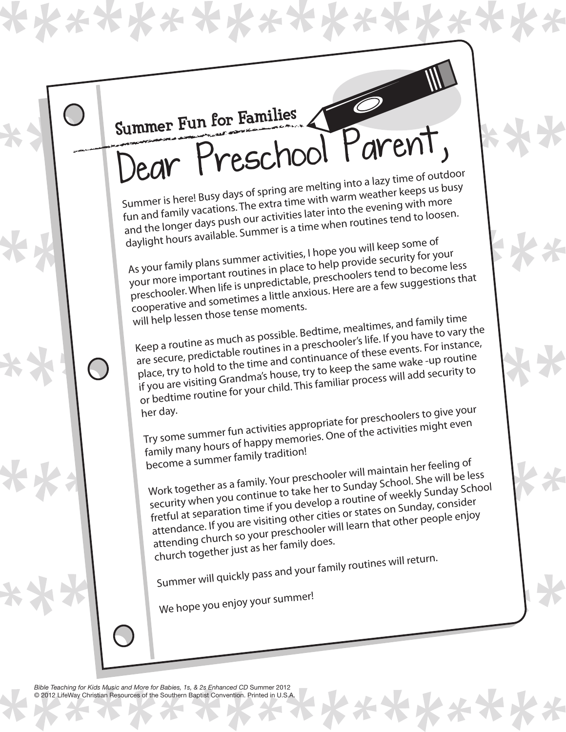## Summer Fun for Families

# Dear Preschool Parent,

Summer is here! Busy days of spring are melting into a lazy time of outdoor fun and family vacations. The extra time with warm weather keeps us busy and the longer days push our activities later into the evening with more daylight hours available. Summer is a time when routines tend to loosen.

As your family plans summer activities, I hope you will keep some of your more important routines in place to help provide security for your preschooler. When life is unpredictable, preschoolers tend to become less cooperative and sometimes a little anxious. Here are a few suggestions that will help lessen those tense moments.

Keep a routine as much as possible. Bedtime, mealtimes, and family time are secure, predictable routines in a preschooler's life. If you have to vary the place, try to hold to the time and continuance of these events. For instance, if you are visiting Grandma's house, try to keep the same wake -up routine or bedtime routine for your child. This familiar process will add security to her day.

Try some summer fun activities appropriate for preschoolers to give your family many hours of happy memories. One of the activities might even become a summer family tradition!

Work together as a family. Your preschooler will maintain her feeling of security when you continue to take her to Sunday School. She will be less fretful at separation time if you develop a routine of weekly Sunday School attendance. If you are visiting other cities or states on Sunday, consider attending church so your preschooler will learn that other people enjoy church together just as her family does.

Summer will quickly pass and your family routines will return.

We hope you enjoy your summer!

*Bible Teaching for Kids Music and More for Babies, 1s, & 2s Enhanced CD* Summer 2012
© 2012 LifeWay Christian Resources of the Southern Baptist Convention. Printed in U.S.A.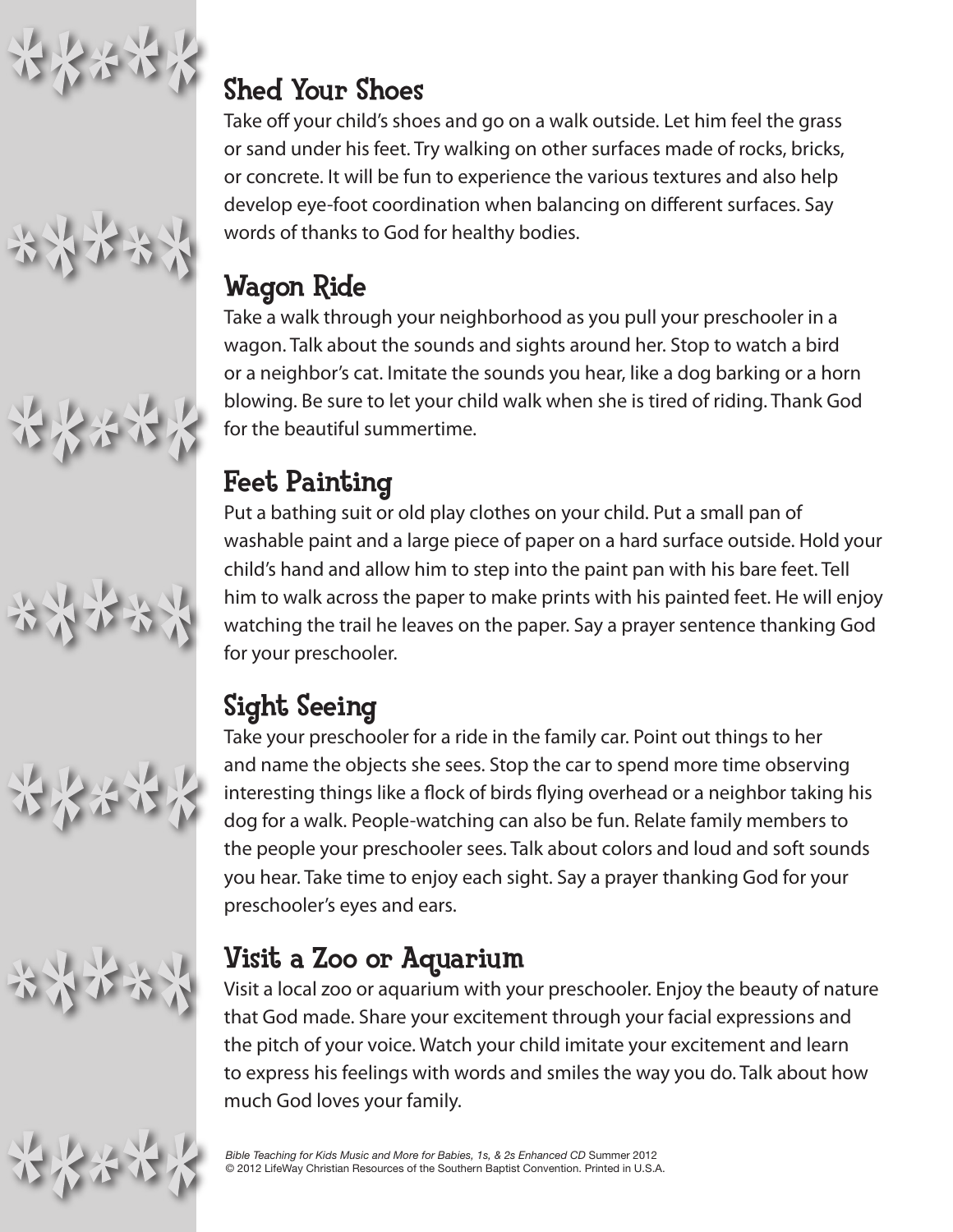## Shed Your Shoes

Take off your child's shoes and go on a walk outside. Let him feel the grass or sand under his feet. Try walking on other surfaces made of rocks, bricks, or concrete. It will be fun to experience the various textures and also help develop eye-foot coordination when balancing on different surfaces. Say words of thanks to God for healthy bodies.

## Wagon Ride

Take a walk through your neighborhood as you pull your preschooler in a wagon. Talk about the sounds and sights around her. Stop to watch a bird or a neighbor's cat. Imitate the sounds you hear, like a dog barking or a horn blowing. Be sure to let your child walk when she is tired of riding. Thank God for the beautiful summertime.

## Feet Painting

Put a bathing suit or old play clothes on your child. Put a small pan of washable paint and a large piece of paper on a hard surface outside. Hold your child's hand and allow him to step into the paint pan with his bare feet. Tell him to walk across the paper to make prints with his painted feet. He will enjoy watching the trail he leaves on the paper. Say a prayer sentence thanking God for your preschooler.

## Sight Seeing

Take your preschooler for a ride in the family car. Point out things to her and name the objects she sees. Stop the car to spend more time observing interesting things like a flock of birds flying overhead or a neighbor taking his dog for a walk. People-watching can also be fun. Relate family members to the people your preschooler sees. Talk about colors and loud and soft sounds you hear. Take time to enjoy each sight. Say a prayer thanking God for your preschooler's eyes and ears.

## Visit a Zoo or Aquarium

Visit a local zoo or aquarium with your preschooler. Enjoy the beauty of nature that God made. Share your excitement through your facial expressions and the pitch of your voice. Watch your child imitate your excitement and learn to express his feelings with words and smiles the way you do. Talk about how much God loves your family.

*Bible Teaching for Kids Music and More for Babies, 1s, & 2s Enhanced CD* Summer 2012
© 2012 LifeWay Christian Resources of the Southern Baptist Convention. Printed in U.S.A.